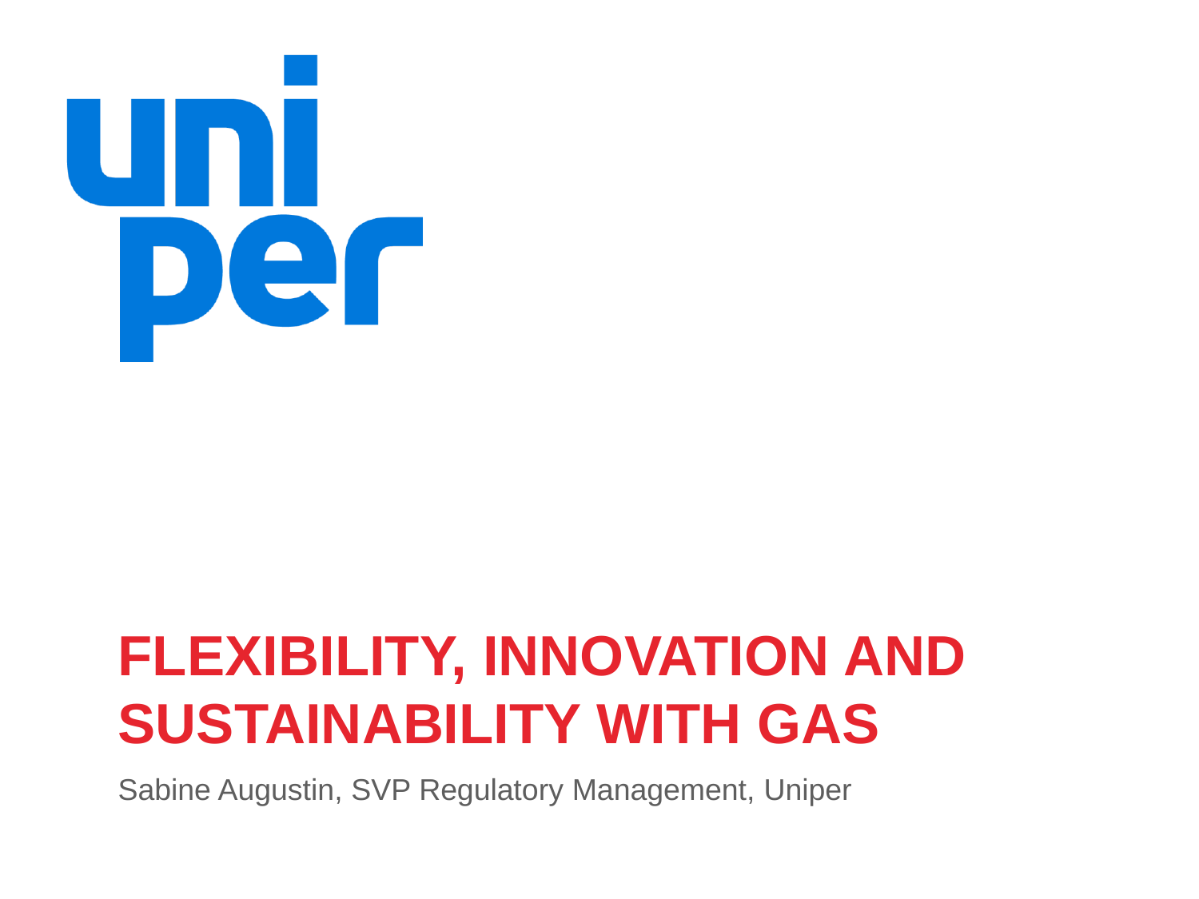uni
per

# FLEXIBILITY, INNOVATION AND SUSTAINABILITY WITH GAS

Sabine Augustin, SVP Regulatory Management, Uniper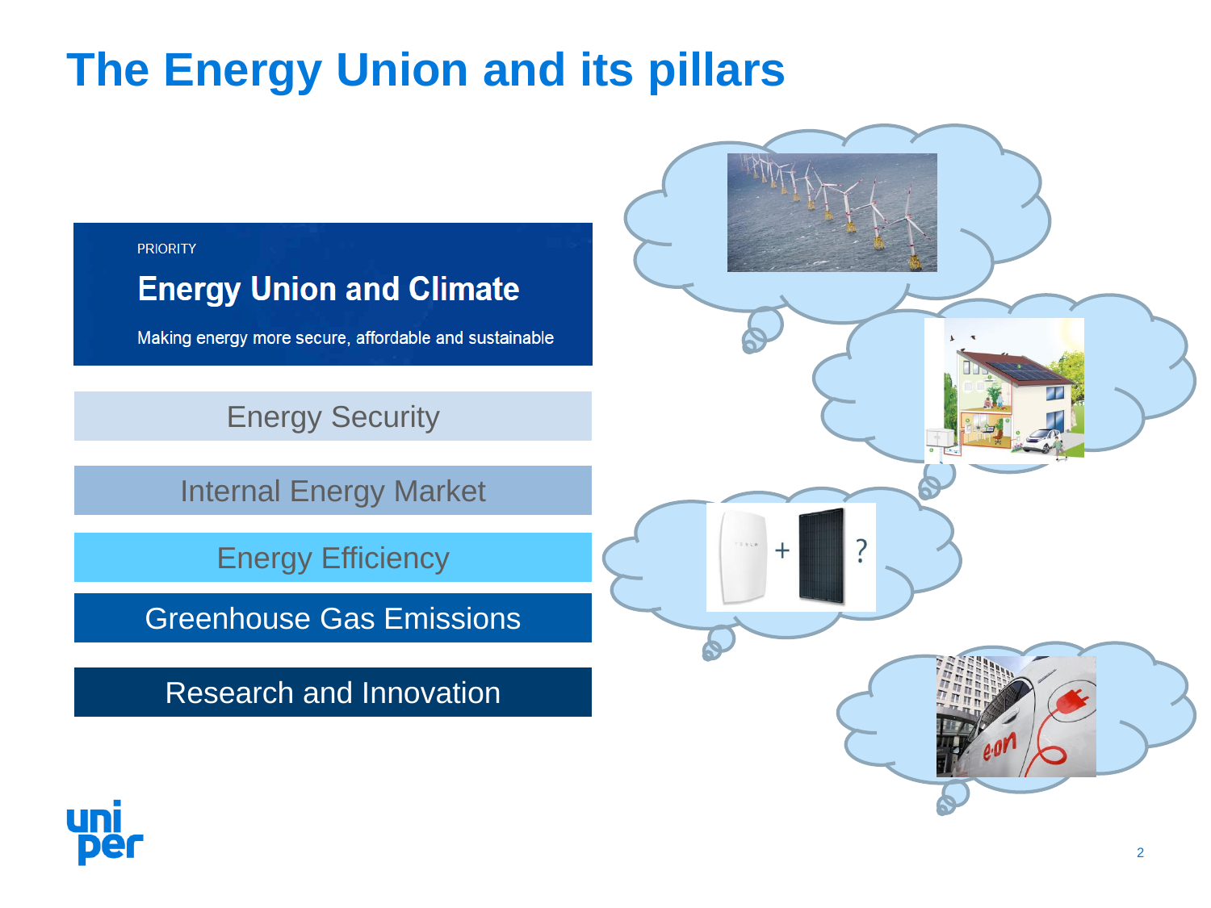# The Energy Union and its pillars

PRIORITY

## Energy Union and Climate

Making energy more secure, affordable and sustainable

- Energy Security
- Internal Energy Market
- Energy Efficiency
- Greenhouse Gas Emissions
- Research and Innovation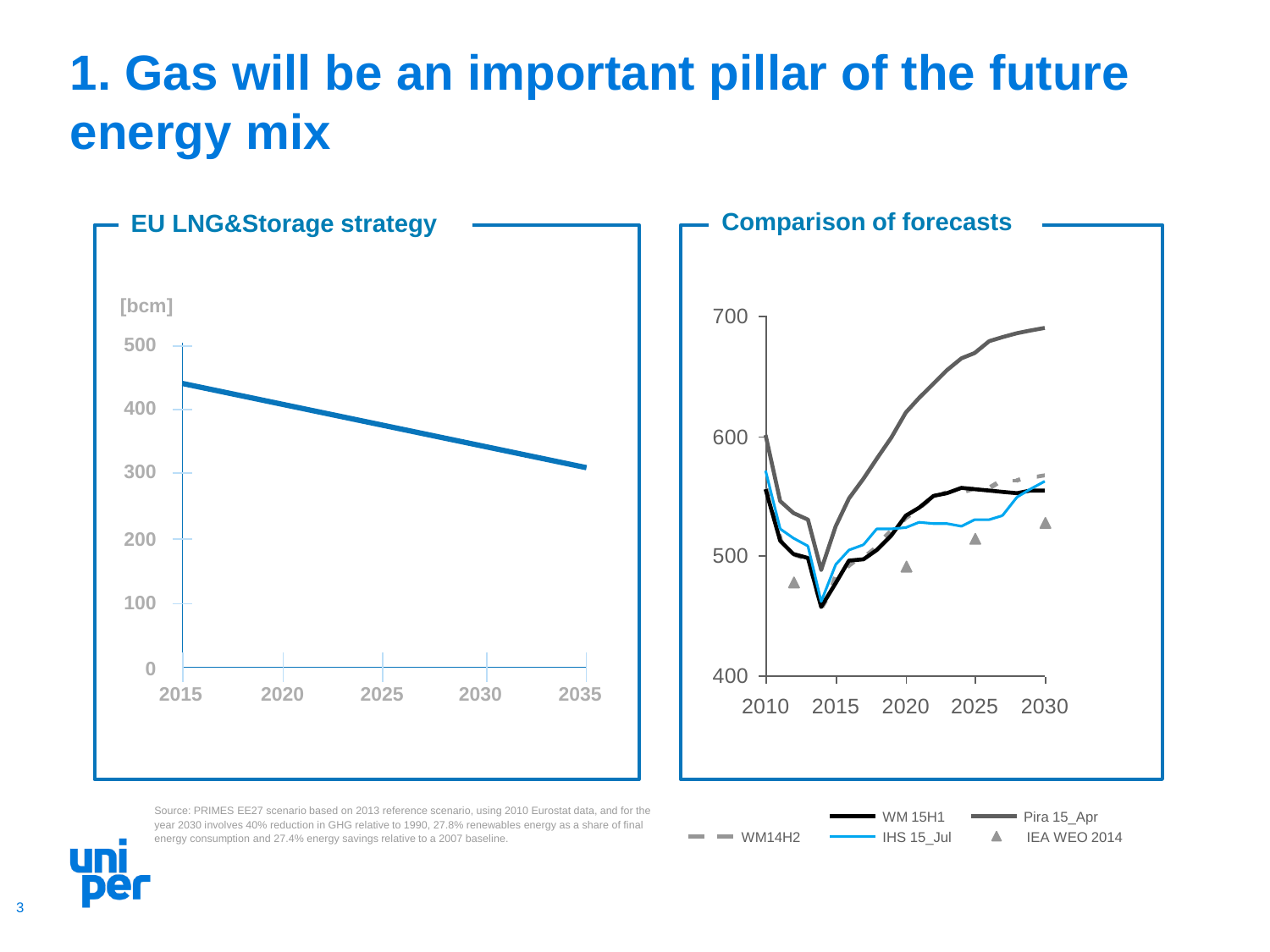# 1. Gas will be an important pillar of the future energy mix

**EU LNG&Storage strategy**

[bcm]

500
400
300
200
100
0

2015 2020 2025 2030 2035

**Comparison of forecasts**

700
600
500
400

2010 2015 2020 2025 2030

Source: PRIMES EE27 scenario based on 2013 reference scenario, using 2010 Eurostat data, and for the year 2030 involves 40% reduction in GHG relative to 1990, 27.8% renewables energy as a share of final energy consumption and 27.4% energy savings relative to a 2007 baseline.

WM 15H1 | Pira 15_Apr | WM14H2 | IHS 15_Jul | IEA WEO 2014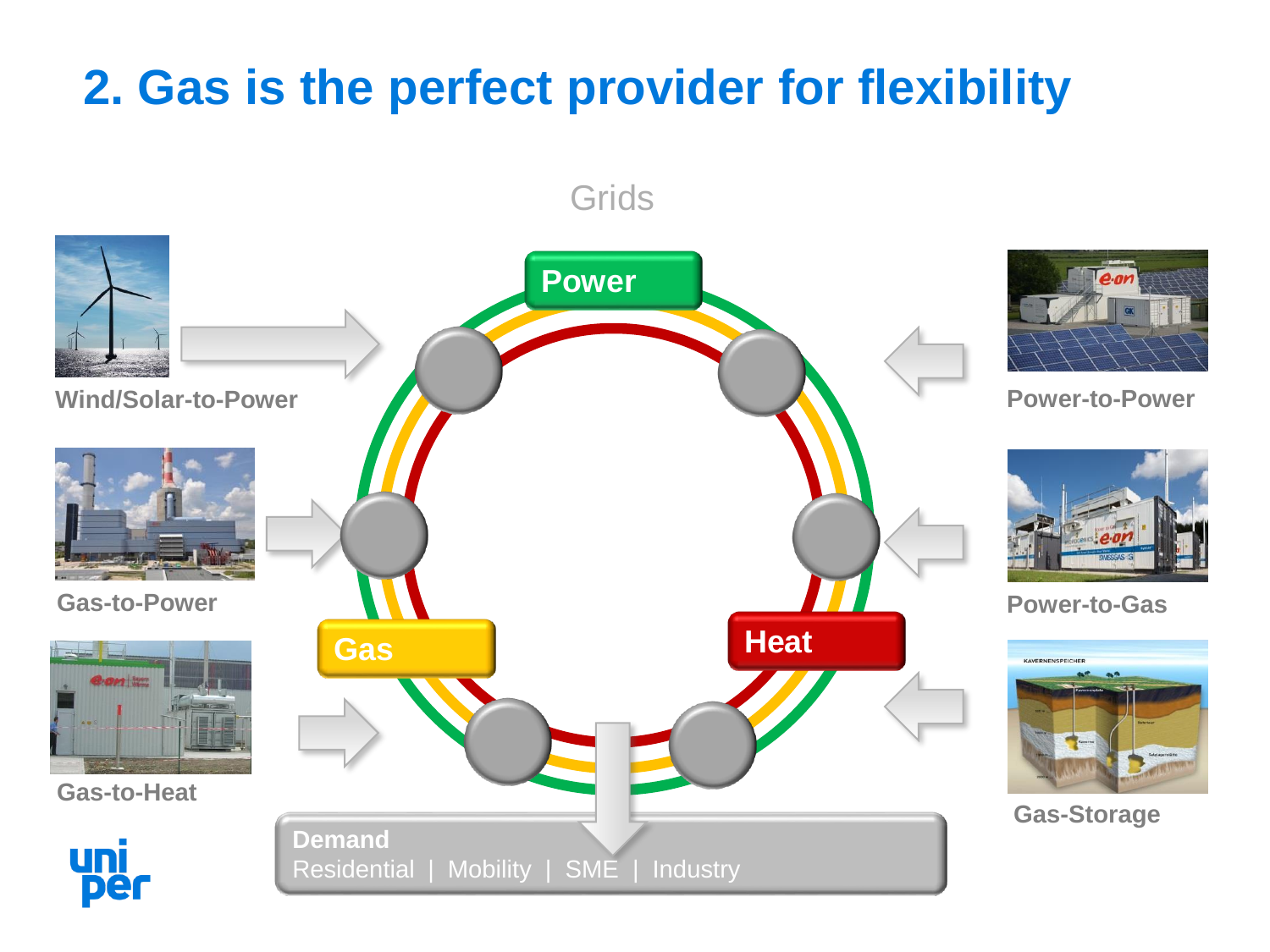# 2. Gas is the perfect provider for flexibility

Grids

Power

Gas

Heat

Wind/Solar-to-Power

Gas-to-Power

Gas-to-Heat

Power-to-Power

Power-to-Gas

Gas-Storage

**Demand**

Residential | Mobility | SME | Industry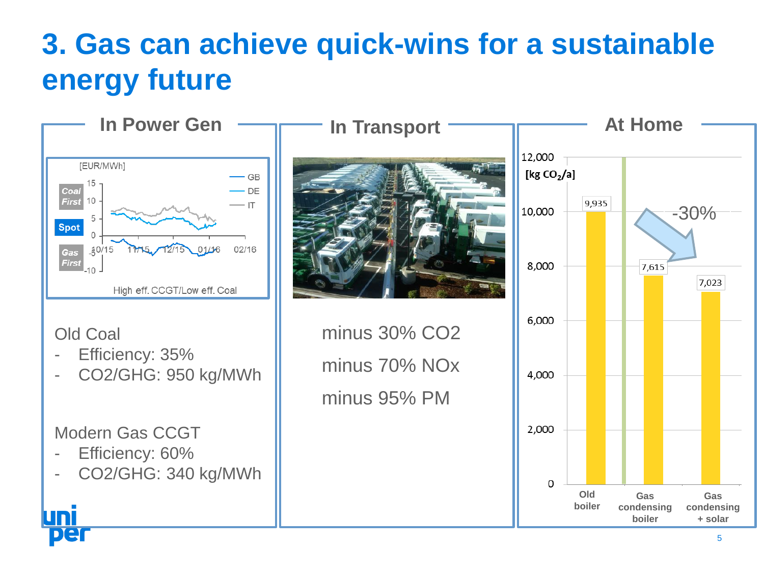# 3. Gas can achieve quick-wins for a sustainable energy future

## In Power Gen

[EUR/MWh]

Coal First / Spot / Gas First

GB, DE, IT

10/15, 11/15, 12/15, 01/16, 02/16

High eff. CCGT/Low eff. Coal

Old Coal
- Efficiency: 35%
- CO2/GHG: 950 kg/MWh

Modern Gas CCGT
- Efficiency: 60%
- CO2/GHG: 340 kg/MWh

## In Transport

minus 30% CO2

minus 70% NOx

minus 95% PM

## At Home

[kg $CO_2$/a]

| | Old boiler | Gas condensing boiler | Gas condensing + solar |
|---|---|---|---|
| kg $CO_2$/a | 9,935 | 7,615 | 7,023 |

-30%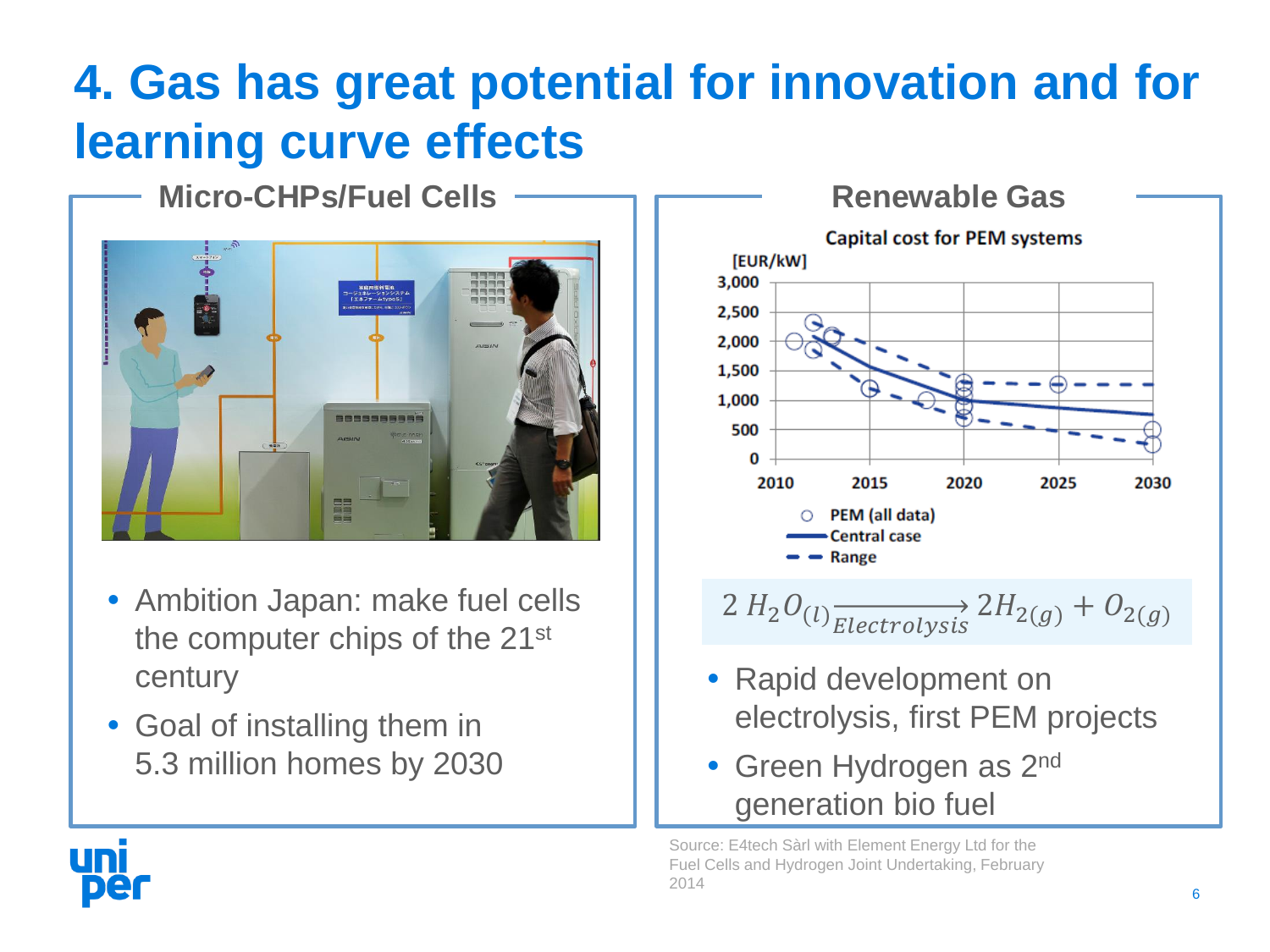# 4. Gas has great potential for innovation and for learning curve effects

## Micro-CHPs/Fuel Cells

- Ambition Japan: make fuel cells the computer chips of the 21st century
- Goal of installing them in 5.3 million homes by 2030

## Renewable Gas

Capital cost for PEM systems

[EUR/kW]

- PEM (all data)
- Central case
- Range

$$2\ H_2O_{(l)} \xrightarrow[Electrolysis]{} 2H_{2(g)} + O_{2(g)}$$

- Rapid development on electrolysis, first PEM projects
- Green Hydrogen as 2nd generation bio fuel

Source: E4tech Sàrl with Element Energy Ltd for the Fuel Cells and Hydrogen Joint Undertaking, February 2014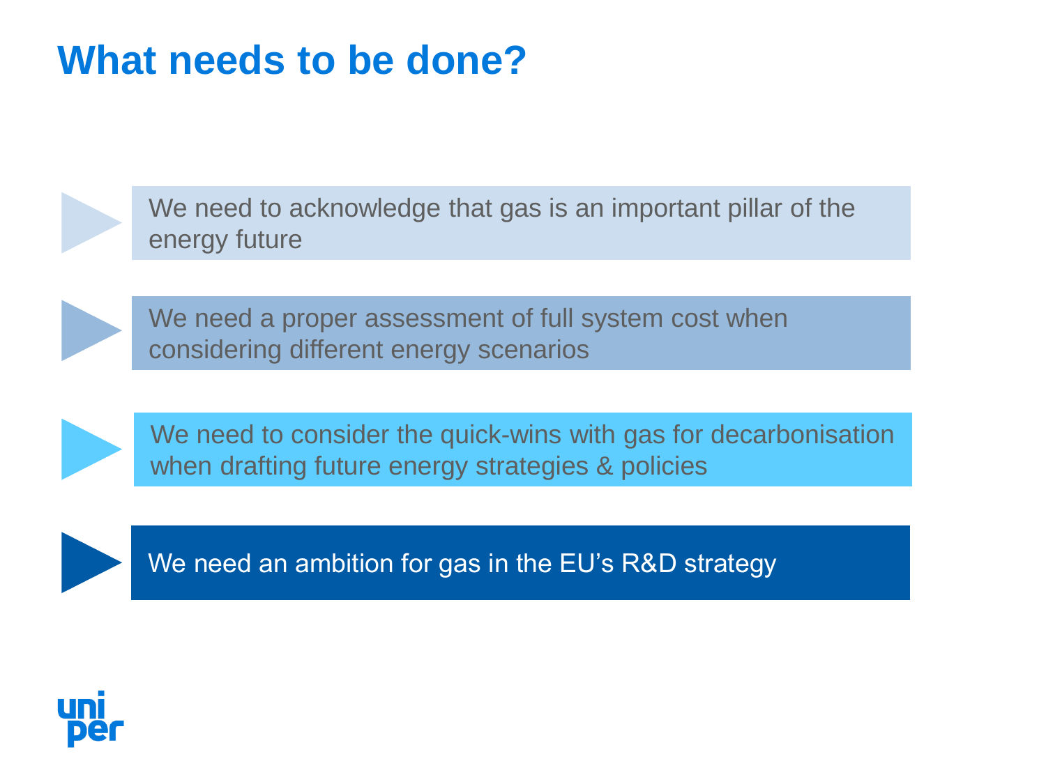# What needs to be done?

- We need to acknowledge that gas is an important pillar of the energy future
- We need a proper assessment of full system cost when considering different energy scenarios
- We need to consider the quick-wins with gas for decarbonisation when drafting future energy strategies & policies
- We need an ambition for gas in the EU's R&D strategy

uni
per